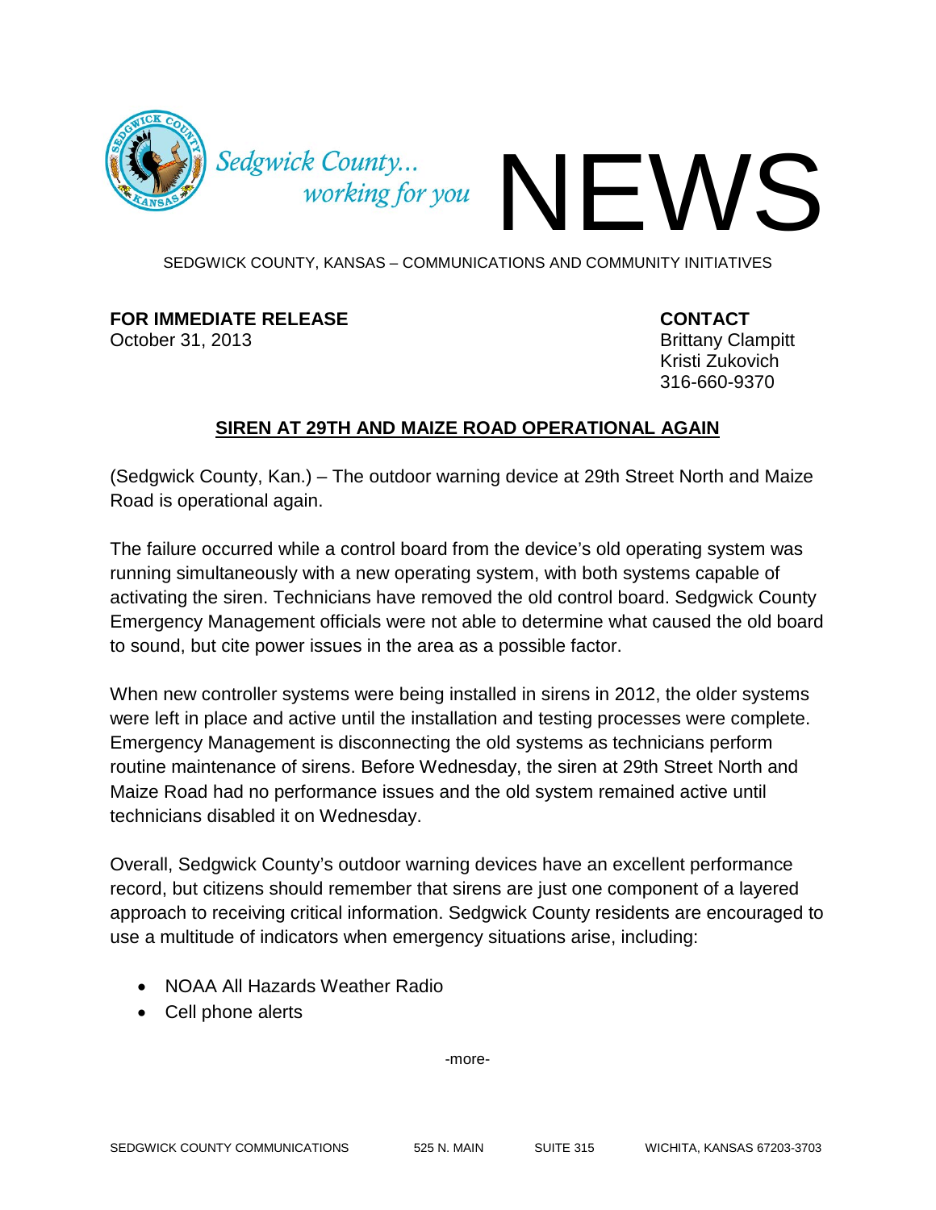Sedgwick County... working for you

# NEWS

SEDGWICK COUNTY, KANSAS – COMMUNICATIONS AND COMMUNITY INITIATIVES

**FOR IMMEDIATE RELEASE**
October 31, 2013

**CONTACT**
Brittany Clampitt
Kristi Zukovich
316-660-9370

## SIREN AT 29TH AND MAIZE ROAD OPERATIONAL AGAIN

(Sedgwick County, Kan.) – The outdoor warning device at 29th Street North and Maize Road is operational again.

The failure occurred while a control board from the device's old operating system was running simultaneously with a new operating system, with both systems capable of activating the siren. Technicians have removed the old control board. Sedgwick County Emergency Management officials were not able to determine what caused the old board to sound, but cite power issues in the area as a possible factor.

When new controller systems were being installed in sirens in 2012, the older systems were left in place and active until the installation and testing processes were complete. Emergency Management is disconnecting the old systems as technicians perform routine maintenance of sirens. Before Wednesday, the siren at 29th Street North and Maize Road had no performance issues and the old system remained active until technicians disabled it on Wednesday.

Overall, Sedgwick County's outdoor warning devices have an excellent performance record, but citizens should remember that sirens are just one component of a layered approach to receiving critical information. Sedgwick County residents are encouraged to use a multitude of indicators when emergency situations arise, including:

- NOAA All Hazards Weather Radio
- Cell phone alerts

-more-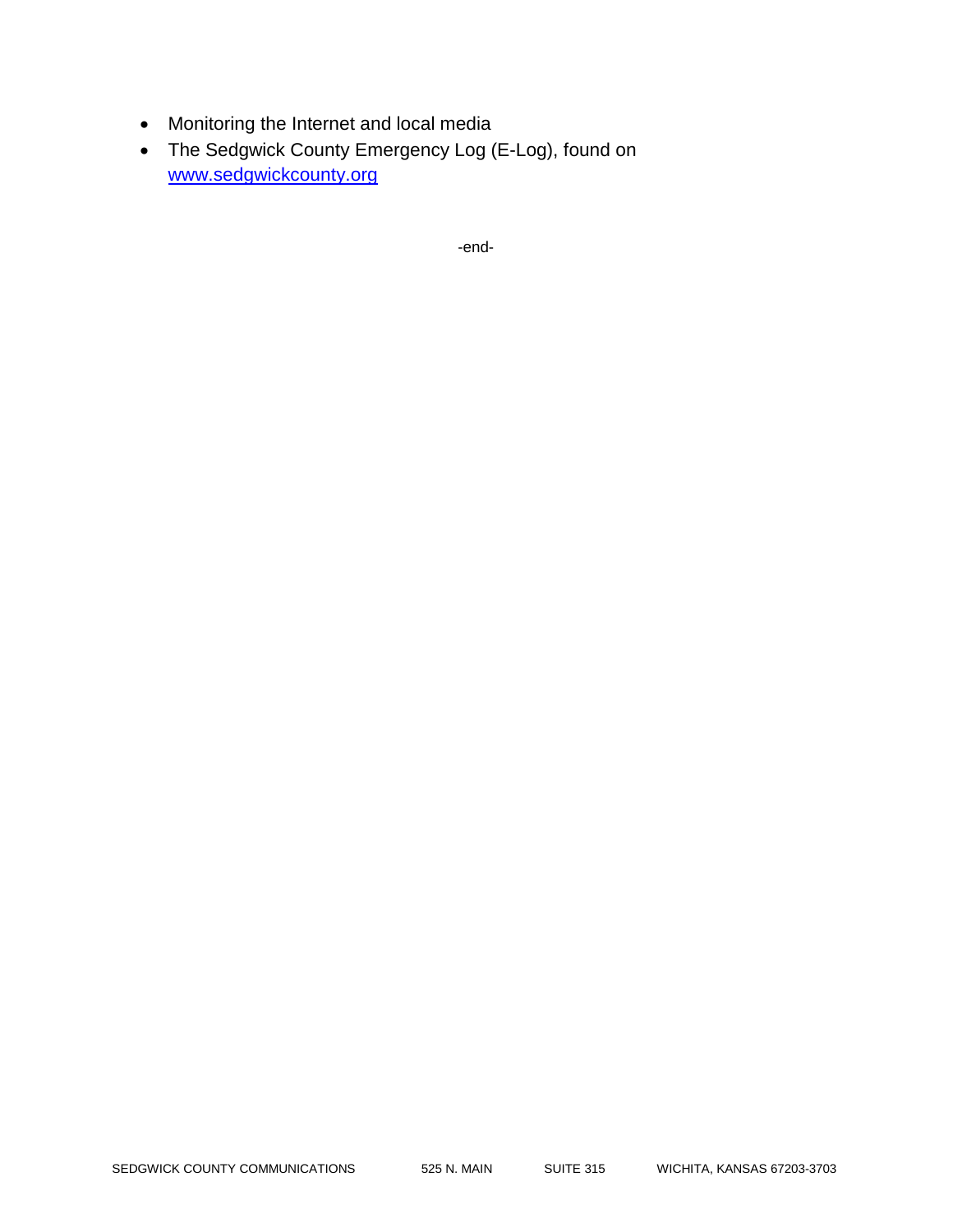- Monitoring the Internet and local media
- The Sedgwick County Emergency Log (E-Log), found on [www.sedgwickcounty.org](http://www.sedgwickcounty.org)

-end-